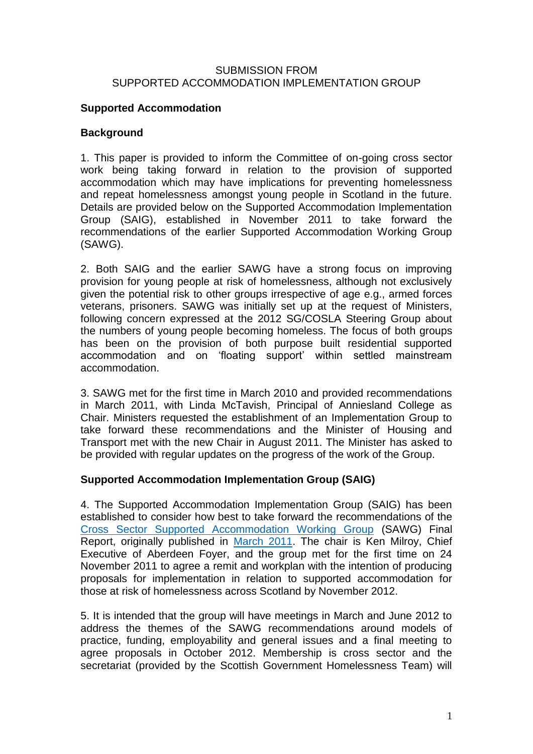SUBMISSION FROM
SUPPORTED ACCOMMODATION IMPLEMENTATION GROUP

**Supported Accommodation**

**Background**

1. This paper is provided to inform the Committee of on-going cross sector work being taking forward in relation to the provision of supported accommodation which may have implications for preventing homelessness and repeat homelessness amongst young people in Scotland in the future. Details are provided below on the Supported Accommodation Implementation Group (SAIG), established in November 2011 to take forward the recommendations of the earlier Supported Accommodation Working Group (SAWG).

2. Both SAIG and the earlier SAWG have a strong focus on improving provision for young people at risk of homelessness, although not exclusively given the potential risk to other groups irrespective of age e.g., armed forces veterans, prisoners. SAWG was initially set up at the request of Ministers, following concern expressed at the 2012 SG/COSLA Steering Group about the numbers of young people becoming homeless. The focus of both groups has been on the provision of both purpose built residential supported accommodation and on 'floating support' within settled mainstream accommodation.

3. SAWG met for the first time in March 2010 and provided recommendations in March 2011, with Linda McTavish, Principal of Anniesland College as Chair. Ministers requested the establishment of an Implementation Group to take forward these recommendations and the Minister of Housing and Transport met with the new Chair in August 2011. The Minister has asked to be provided with regular updates on the progress of the work of the Group.

**Supported Accommodation Implementation Group (SAIG)**

4. The Supported Accommodation Implementation Group (SAIG) has been established to consider how best to take forward the recommendations of the Cross Sector Supported Accommodation Working Group (SAWG) Final Report, originally published in March 2011. The chair is Ken Milroy, Chief Executive of Aberdeen Foyer, and the group met for the first time on 24 November 2011 to agree a remit and workplan with the intention of producing proposals for implementation in relation to supported accommodation for those at risk of homelessness across Scotland by November 2012.

5. It is intended that the group will have meetings in March and June 2012 to address the themes of the SAWG recommendations around models of practice, funding, employability and general issues and a final meeting to agree proposals in October 2012. Membership is cross sector and the secretariat (provided by the Scottish Government Homelessness Team) will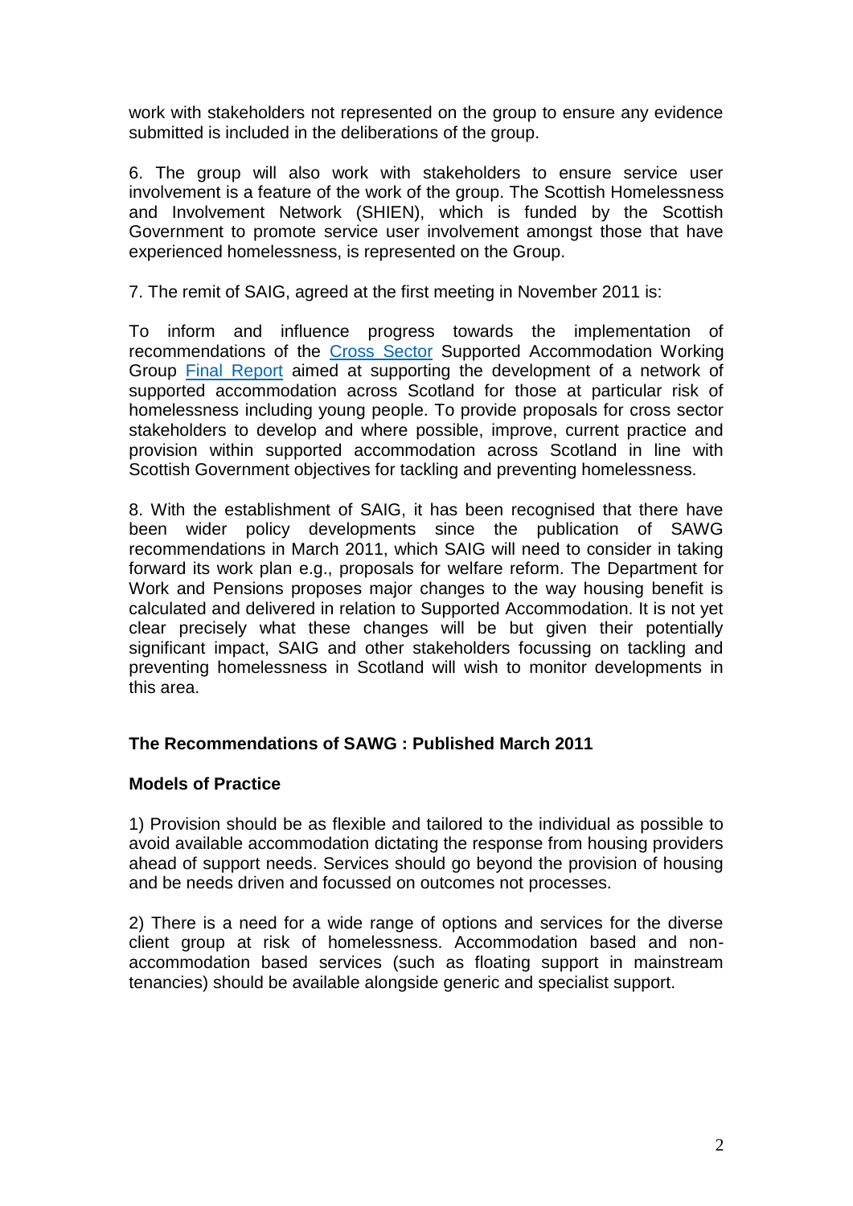work with stakeholders not represented on the group to ensure any evidence submitted is included in the deliberations of the group.

6. The group will also work with stakeholders to ensure service user involvement is a feature of the work of the group. The Scottish Homelessness and Involvement Network (SHIEN), which is funded by the Scottish Government to promote service user involvement amongst those that have experienced homelessness, is represented on the Group.

7. The remit of SAIG, agreed at the first meeting in November 2011 is:

To inform and influence progress towards the implementation of recommendations of the Cross Sector Supported Accommodation Working Group Final Report aimed at supporting the development of a network of supported accommodation across Scotland for those at particular risk of homelessness including young people. To provide proposals for cross sector stakeholders to develop and where possible, improve, current practice and provision within supported accommodation across Scotland in line with Scottish Government objectives for tackling and preventing homelessness.

8. With the establishment of SAIG, it has been recognised that there have been wider policy developments since the publication of SAWG recommendations in March 2011, which SAIG will need to consider in taking forward its work plan e.g., proposals for welfare reform. The Department for Work and Pensions proposes major changes to the way housing benefit is calculated and delivered in relation to Supported Accommodation. It is not yet clear precisely what these changes will be but given their potentially significant impact, SAIG and other stakeholders focussing on tackling and preventing homelessness in Scotland will wish to monitor developments in this area.

**The Recommendations of SAWG : Published March 2011**

**Models of Practice**

1) Provision should be as flexible and tailored to the individual as possible to avoid available accommodation dictating the response from housing providers ahead of support needs. Services should go beyond the provision of housing and be needs driven and focussed on outcomes not processes.

2) There is a need for a wide range of options and services for the diverse client group at risk of homelessness. Accommodation based and non-accommodation based services (such as floating support in mainstream tenancies) should be available alongside generic and specialist support.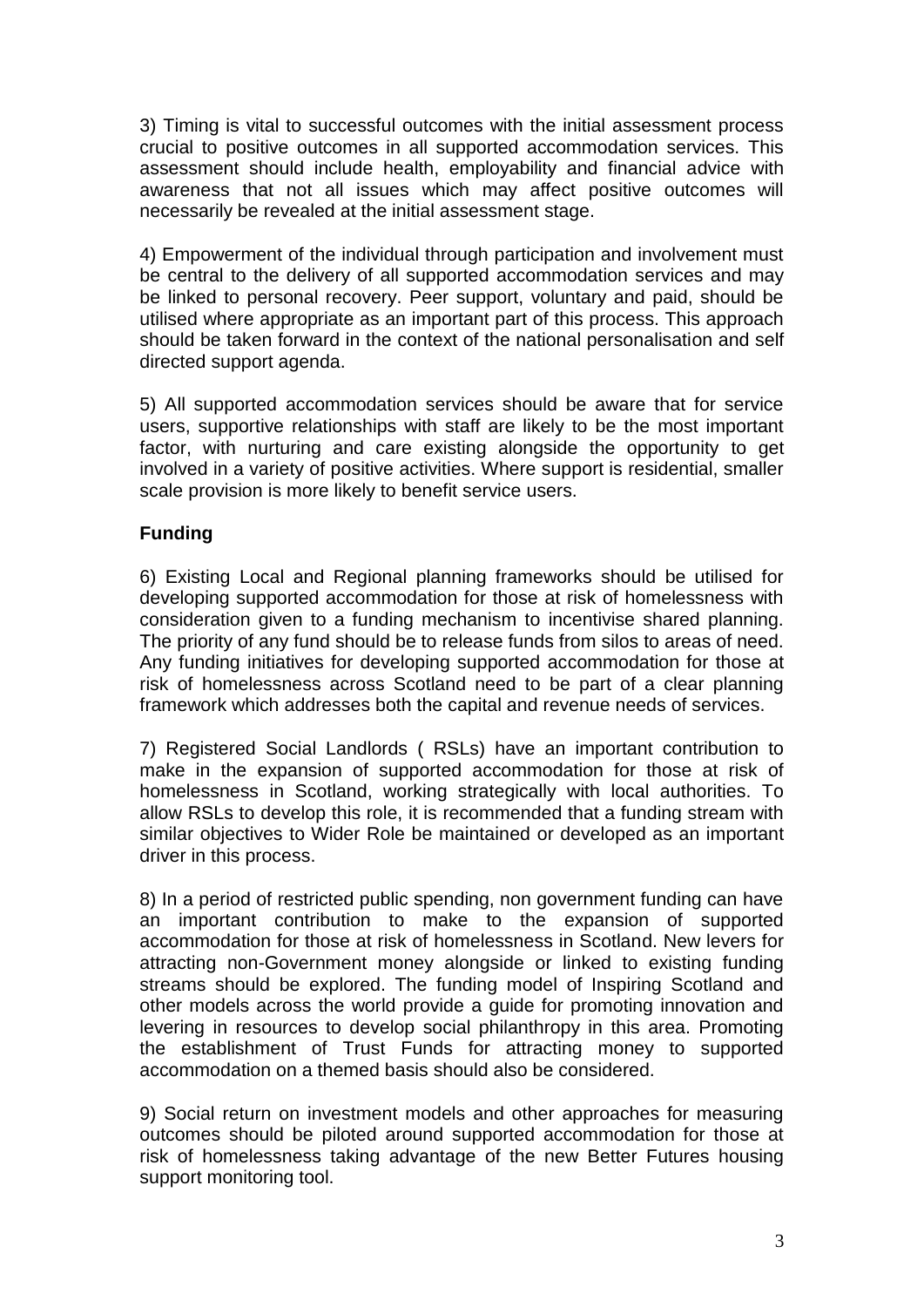3) Timing is vital to successful outcomes with the initial assessment process crucial to positive outcomes in all supported accommodation services. This assessment should include health, employability and financial advice with awareness that not all issues which may affect positive outcomes will necessarily be revealed at the initial assessment stage.

4) Empowerment of the individual through participation and involvement must be central to the delivery of all supported accommodation services and may be linked to personal recovery. Peer support, voluntary and paid, should be utilised where appropriate as an important part of this process. This approach should be taken forward in the context of the national personalisation and self directed support agenda.

5) All supported accommodation services should be aware that for service users, supportive relationships with staff are likely to be the most important factor, with nurturing and care existing alongside the opportunity to get involved in a variety of positive activities. Where support is residential, smaller scale provision is more likely to benefit service users.

**Funding**

6) Existing Local and Regional planning frameworks should be utilised for developing supported accommodation for those at risk of homelessness with consideration given to a funding mechanism to incentivise shared planning. The priority of any fund should be to release funds from silos to areas of need. Any funding initiatives for developing supported accommodation for those at risk of homelessness across Scotland need to be part of a clear planning framework which addresses both the capital and revenue needs of services.

7) Registered Social Landlords ( RSLs) have an important contribution to make in the expansion of supported accommodation for those at risk of homelessness in Scotland, working strategically with local authorities. To allow RSLs to develop this role, it is recommended that a funding stream with similar objectives to Wider Role be maintained or developed as an important driver in this process.

8) In a period of restricted public spending, non government funding can have an important contribution to make to the expansion of supported accommodation for those at risk of homelessness in Scotland. New levers for attracting non-Government money alongside or linked to existing funding streams should be explored. The funding model of Inspiring Scotland and other models across the world provide a guide for promoting innovation and levering in resources to develop social philanthropy in this area. Promoting the establishment of Trust Funds for attracting money to supported accommodation on a themed basis should also be considered.

9) Social return on investment models and other approaches for measuring outcomes should be piloted around supported accommodation for those at risk of homelessness taking advantage of the new Better Futures housing support monitoring tool.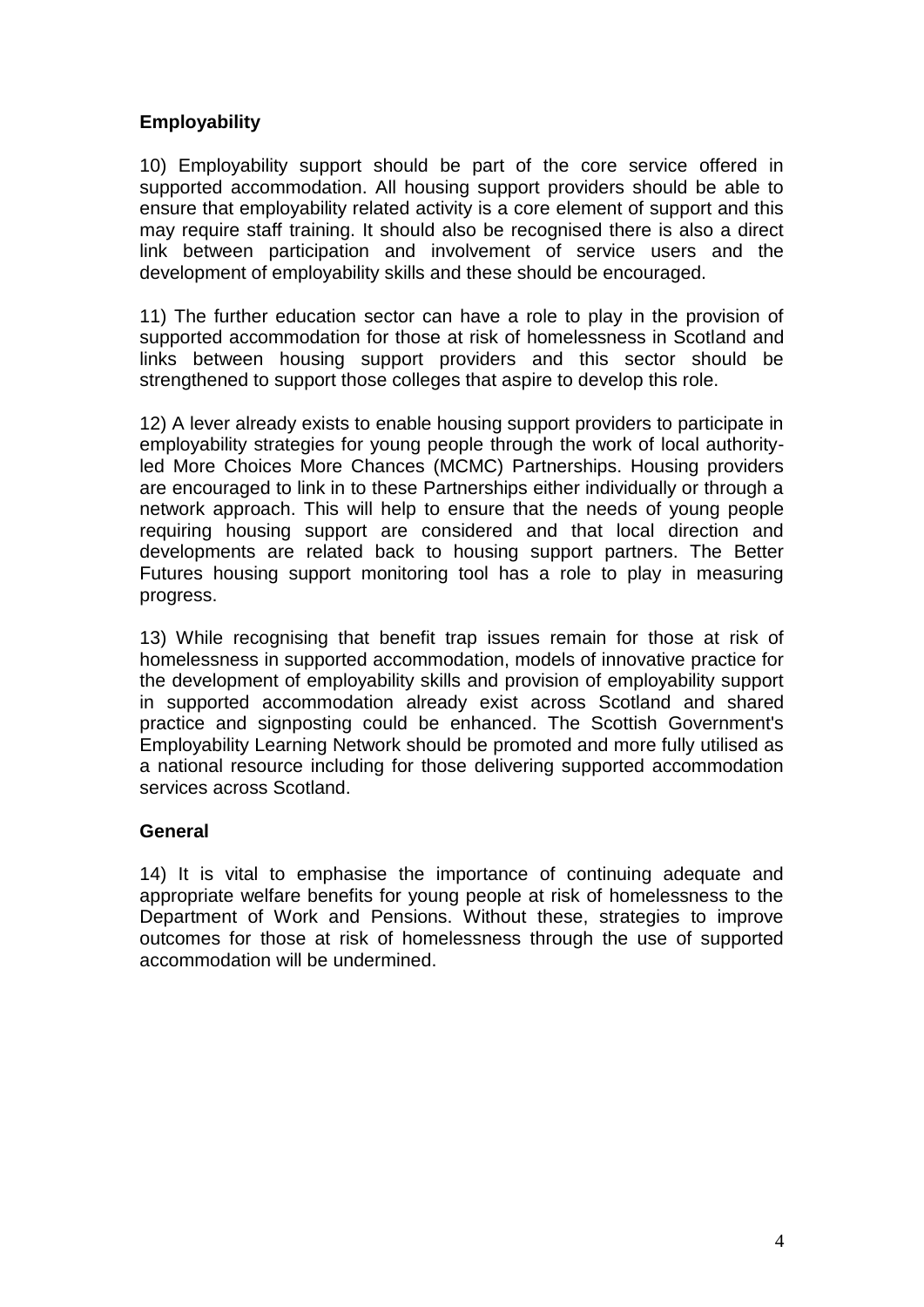**Employability**

10) Employability support should be part of the core service offered in supported accommodation. All housing support providers should be able to ensure that employability related activity is a core element of support and this may require staff training. It should also be recognised there is also a direct link between participation and involvement of service users and the development of employability skills and these should be encouraged.

11) The further education sector can have a role to play in the provision of supported accommodation for those at risk of homelessness in Scotland and links between housing support providers and this sector should be strengthened to support those colleges that aspire to develop this role.

12) A lever already exists to enable housing support providers to participate in employability strategies for young people through the work of local authority-led More Choices More Chances (MCMC) Partnerships. Housing providers are encouraged to link in to these Partnerships either individually or through a network approach. This will help to ensure that the needs of young people requiring housing support are considered and that local direction and developments are related back to housing support partners. The Better Futures housing support monitoring tool has a role to play in measuring progress.

13) While recognising that benefit trap issues remain for those at risk of homelessness in supported accommodation, models of innovative practice for the development of employability skills and provision of employability support in supported accommodation already exist across Scotland and shared practice and signposting could be enhanced. The Scottish Government's Employability Learning Network should be promoted and more fully utilised as a national resource including for those delivering supported accommodation services across Scotland.

**General**

14) It is vital to emphasise the importance of continuing adequate and appropriate welfare benefits for young people at risk of homelessness to the Department of Work and Pensions. Without these, strategies to improve outcomes for those at risk of homelessness through the use of supported accommodation will be undermined.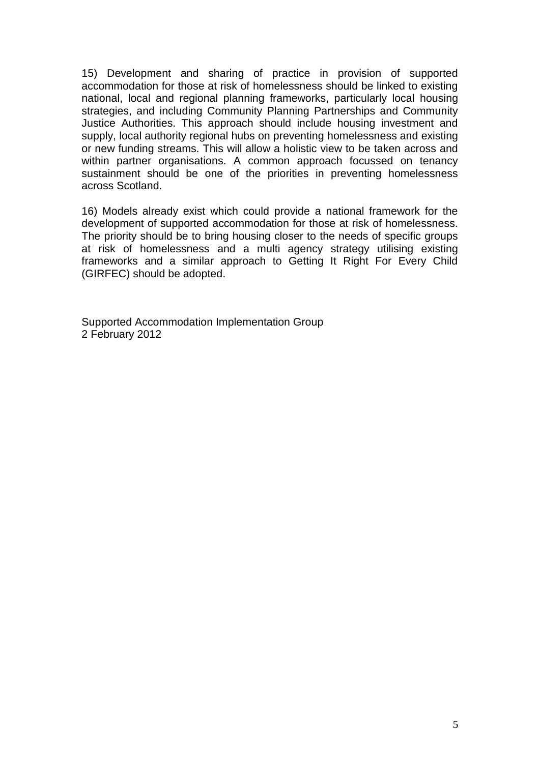15) Development and sharing of practice in provision of supported accommodation for those at risk of homelessness should be linked to existing national, local and regional planning frameworks, particularly local housing strategies, and including Community Planning Partnerships and Community Justice Authorities. This approach should include housing investment and supply, local authority regional hubs on preventing homelessness and existing or new funding streams. This will allow a holistic view to be taken across and within partner organisations. A common approach focussed on tenancy sustainment should be one of the priorities in preventing homelessness across Scotland.

16) Models already exist which could provide a national framework for the development of supported accommodation for those at risk of homelessness. The priority should be to bring housing closer to the needs of specific groups at risk of homelessness and a multi agency strategy utilising existing frameworks and a similar approach to Getting It Right For Every Child (GIRFEC) should be adopted.

Supported Accommodation Implementation Group
2 February 2012